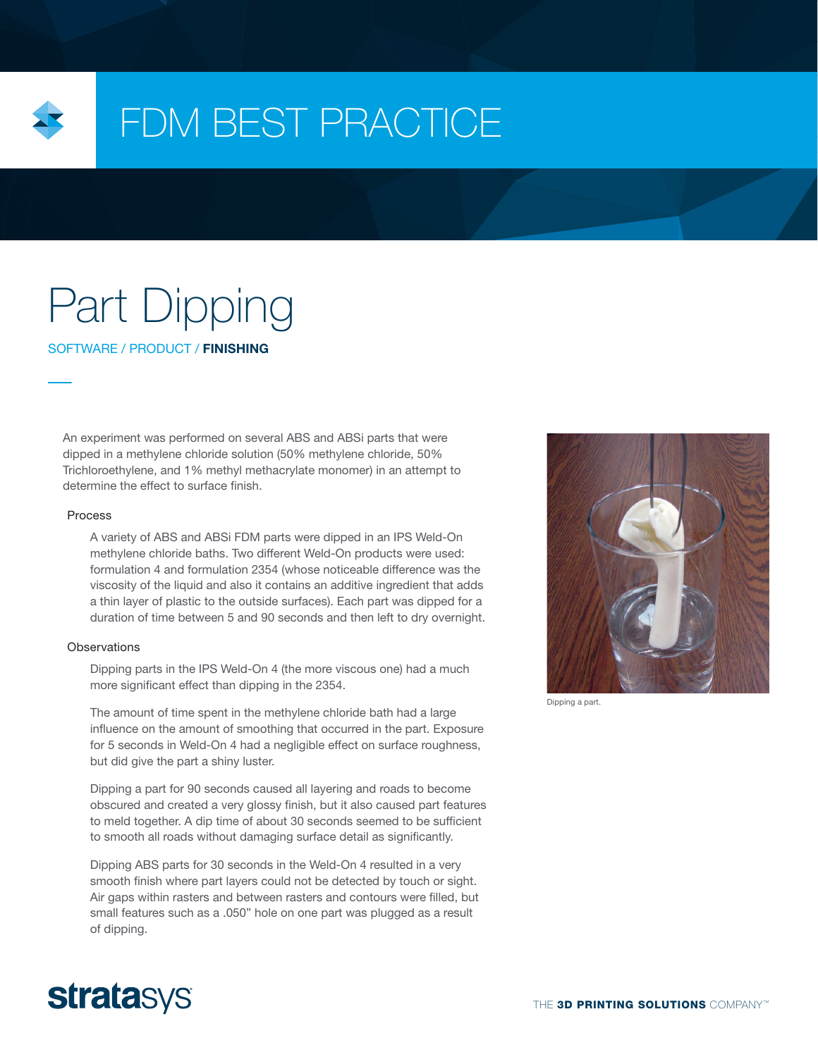# FDM BEST PRACTICE

# Part Dipping

SOFTWARE / PRODUCT / **FINISHING**

An experiment was performed on several ABS and ABSi parts that were dipped in a methylene chloride solution (50% methylene chloride, 50% Trichloroethylene, and 1% methyl methacrylate monomer) in an attempt to determine the effect to surface finish.

## Process

A variety of ABS and ABSi FDM parts were dipped in an IPS Weld-On methylene chloride baths. Two different Weld-On products were used: formulation 4 and formulation 2354 (whose noticeable difference was the viscosity of the liquid and also it contains an additive ingredient that adds a thin layer of plastic to the outside surfaces). Each part was dipped for a duration of time between 5 and 90 seconds and then left to dry overnight.

## Observations

Dipping parts in the IPS Weld-On 4 (the more viscous one) had a much more significant effect than dipping in the 2354.

The amount of time spent in the methylene chloride bath had a large influence on the amount of smoothing that occurred in the part. Exposure for 5 seconds in Weld-On 4 had a negligible effect on surface roughness, but did give the part a shiny luster.

Dipping a part for 90 seconds caused all layering and roads to become obscured and created a very glossy finish, but it also caused part features to meld together. A dip time of about 30 seconds seemed to be sufficient to smooth all roads without damaging surface detail as significantly.

Dipping ABS parts for 30 seconds in the Weld-On 4 resulted in a very smooth finish where part layers could not be detected by touch or sight. Air gaps within rasters and between rasters and contours were filled, but small features such as a .050" hole on one part was plugged as a result of dipping.

Dipping a part.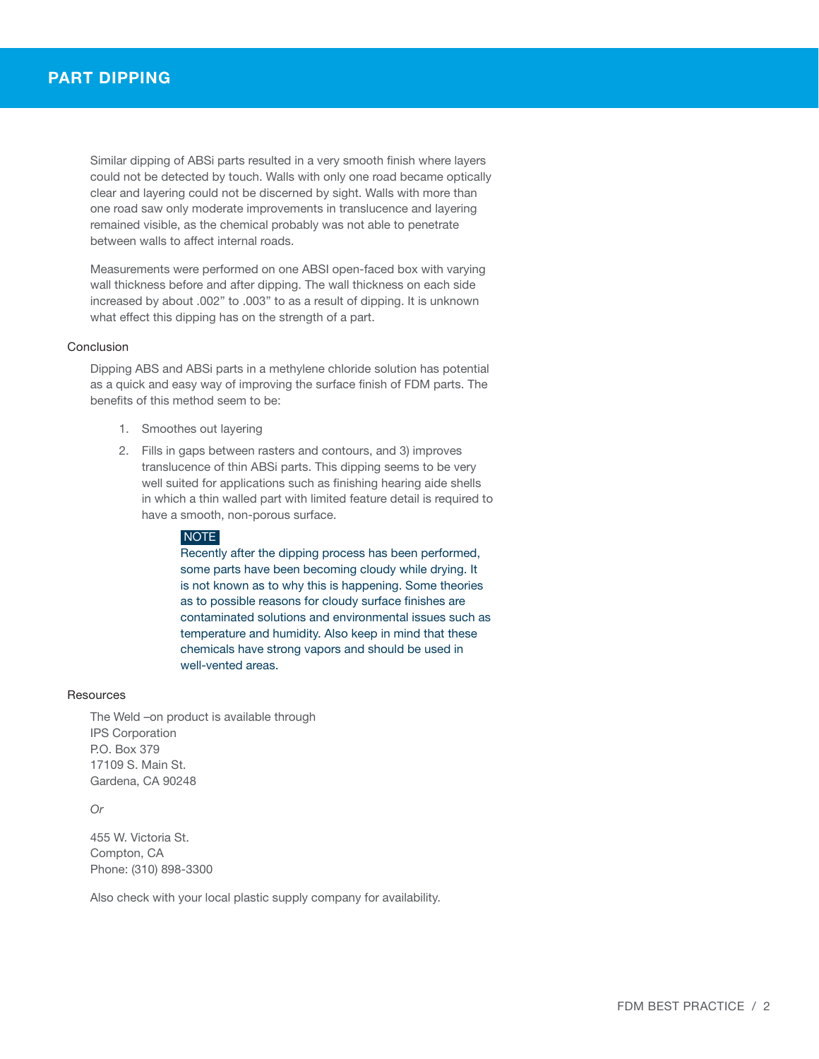# PART DIPPING

Similar dipping of ABSi parts resulted in a very smooth finish where layers could not be detected by touch. Walls with only one road became optically clear and layering could not be discerned by sight. Walls with more than one road saw only moderate improvements in translucence and layering remained visible, as the chemical probably was not able to penetrate between walls to affect internal roads.

Measurements were performed on one ABSI open-faced box with varying wall thickness before and after dipping. The wall thickness on each side increased by about .002" to .003" to as a result of dipping. It is unknown what effect this dipping has on the strength of a part.

## Conclusion

Dipping ABS and ABSi parts in a methylene chloride solution has potential as a quick and easy way of improving the surface finish of FDM parts. The benefits of this method seem to be:

1. Smoothes out layering
2. Fills in gaps between rasters and contours, and 3) improves translucence of thin ABSi parts. This dipping seems to be very well suited for applications such as finishing hearing aide shells in which a thin walled part with limited feature detail is required to have a smooth, non-porous surface.

> **NOTE**
> Recently after the dipping process has been performed, some parts have been becoming cloudy while drying. It is not known as to why this is happening. Some theories as to possible reasons for cloudy surface finishes are contaminated solutions and environmental issues such as temperature and humidity. Also keep in mind that these chemicals have strong vapors and should be used in well-vented areas.

## Resources

The Weld –on product is available through
IPS Corporation
P.O. Box 379
17109 S. Main St.
Gardena, CA 90248

*Or*

455 W. Victoria St.
Compton, CA
Phone: (310) 898-3300

Also check with your local plastic supply company for availability.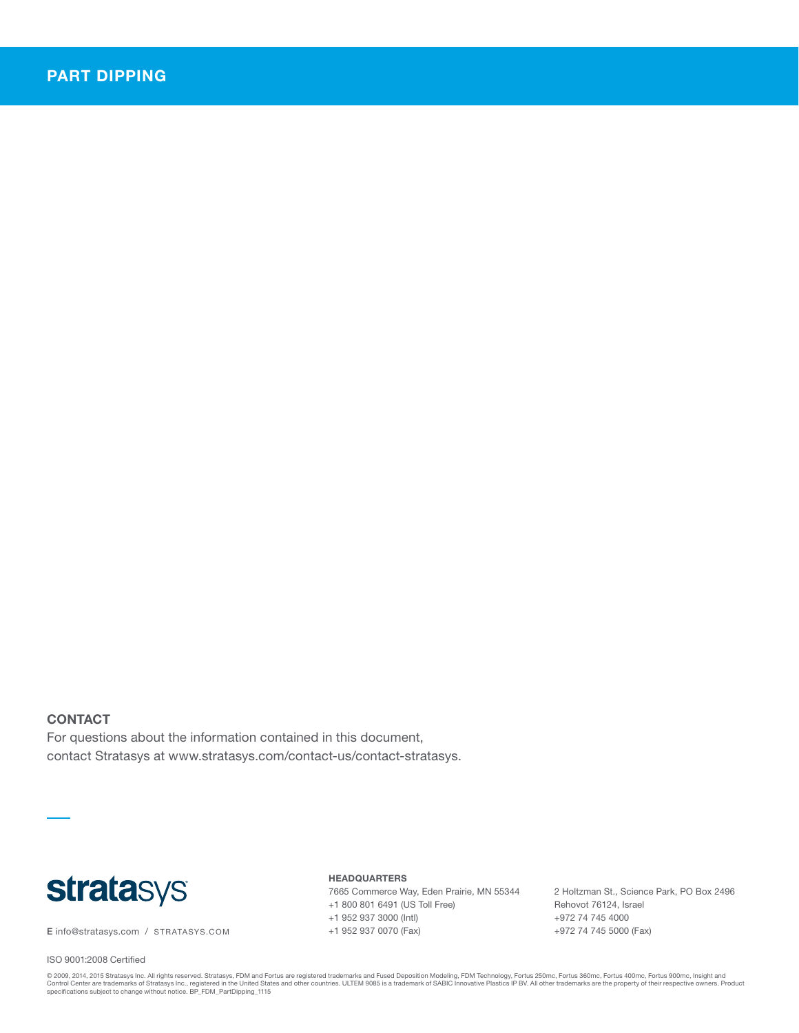# PART DIPPING

**CONTACT**

For questions about the information contained in this document, contact Stratasys at www.stratasys.com/contact-us/contact-stratasys.

**stratasys**

E info@stratasys.com / STRATASYS.COM

**HEADQUARTERS**

7665 Commerce Way, Eden Prairie, MN 55344
+1 800 801 6491 (US Toll Free)
+1 952 937 3000 (Intl)
+1 952 937 0070 (Fax)

2 Holtzman St., Science Park, PO Box 2496
Rehovot 76124, Israel
+972 74 745 4000
+972 74 745 5000 (Fax)

ISO 9001:2008 Certified

© 2009, 2014, 2015 Stratasys Inc. All rights reserved. Stratasys, FDM and Fortus are registered trademarks and Fused Deposition Modeling, FDM Technology, Fortus 250mc, Fortus 360mc, Fortus 400mc, Fortus 900mc, Insight and Control Center are trademarks of Stratasys Inc., registered in the United States and other countries. ULTEM 9085 is a trademark of SABIC Innovative Plastics IP BV. All other trademarks are the property of their respective owners. Product specifications subject to change without notice. BP_FDM_PartDipping_1115